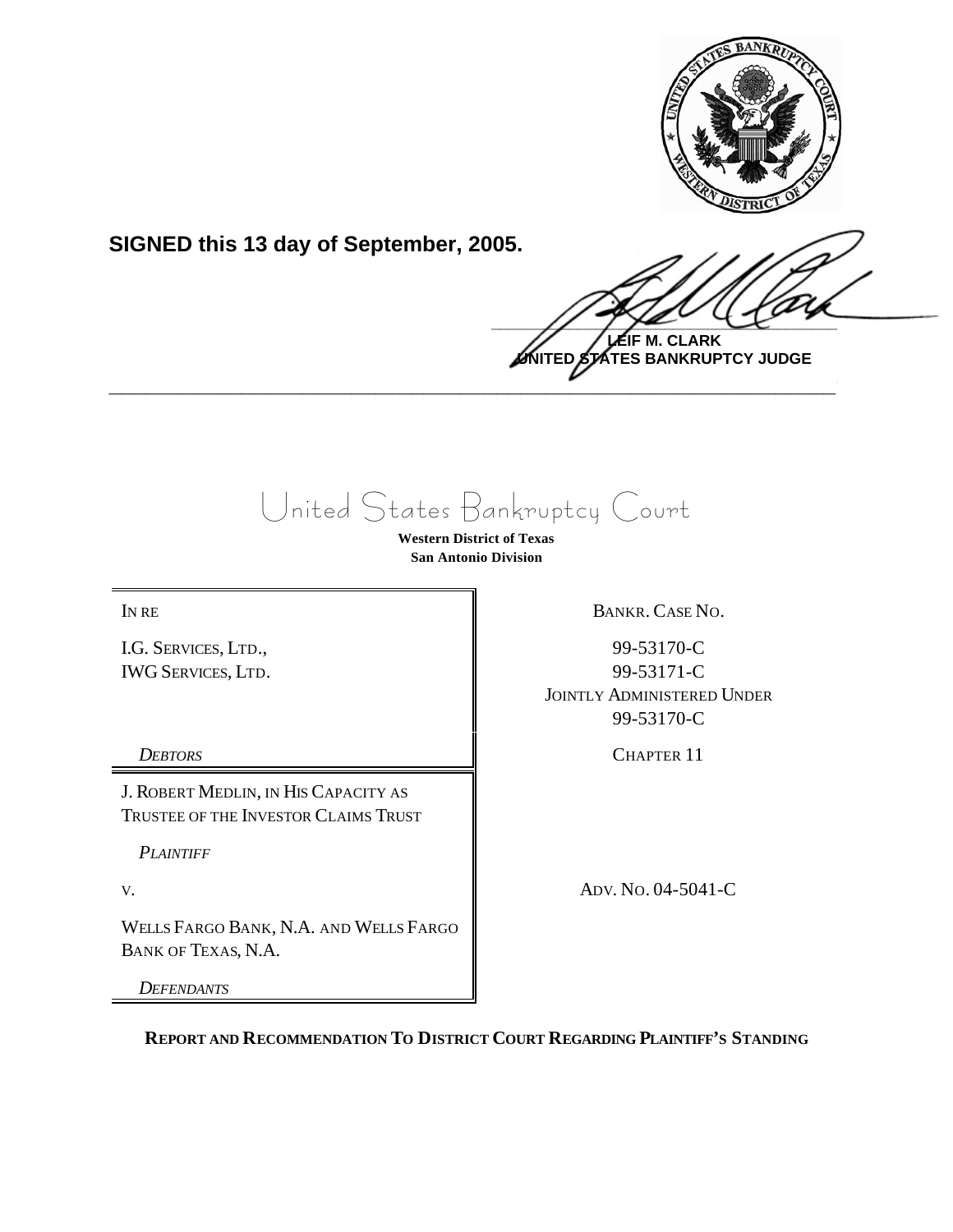**SIGNED this 13 day of September, 2005.**

**LEIF M. CLARK**
**UNITED STATES BANKRUPTCY JUDGE**

---

# United States Bankruptcy Court

**Western District of Texas**
**San Antonio Division**

| | |
|---|---|
| IN RE | BANKR. CASE NO. |
| I.G. SERVICES, LTD.,<br>IWG SERVICES, LTD. | 99-53170-C<br>99-53171-C<br>JOINTLY ADMINISTERED UNDER<br>99-53170-C |
| *DEBTORS* | CHAPTER 11 |
| J. ROBERT MEDLIN, IN HIS CAPACITY AS TRUSTEE OF THE INVESTOR CLAIMS TRUST<br><br>*PLAINTIFF* | |
| V. | ADV. NO. 04-5041-C |
| WELLS FARGO BANK, N.A. AND WELLS FARGO BANK OF TEXAS, N.A.<br><br>*DEFENDANTS* | |

**REPORT AND RECOMMENDATION TO DISTRICT COURT REGARDING PLAINTIFF'S STANDING**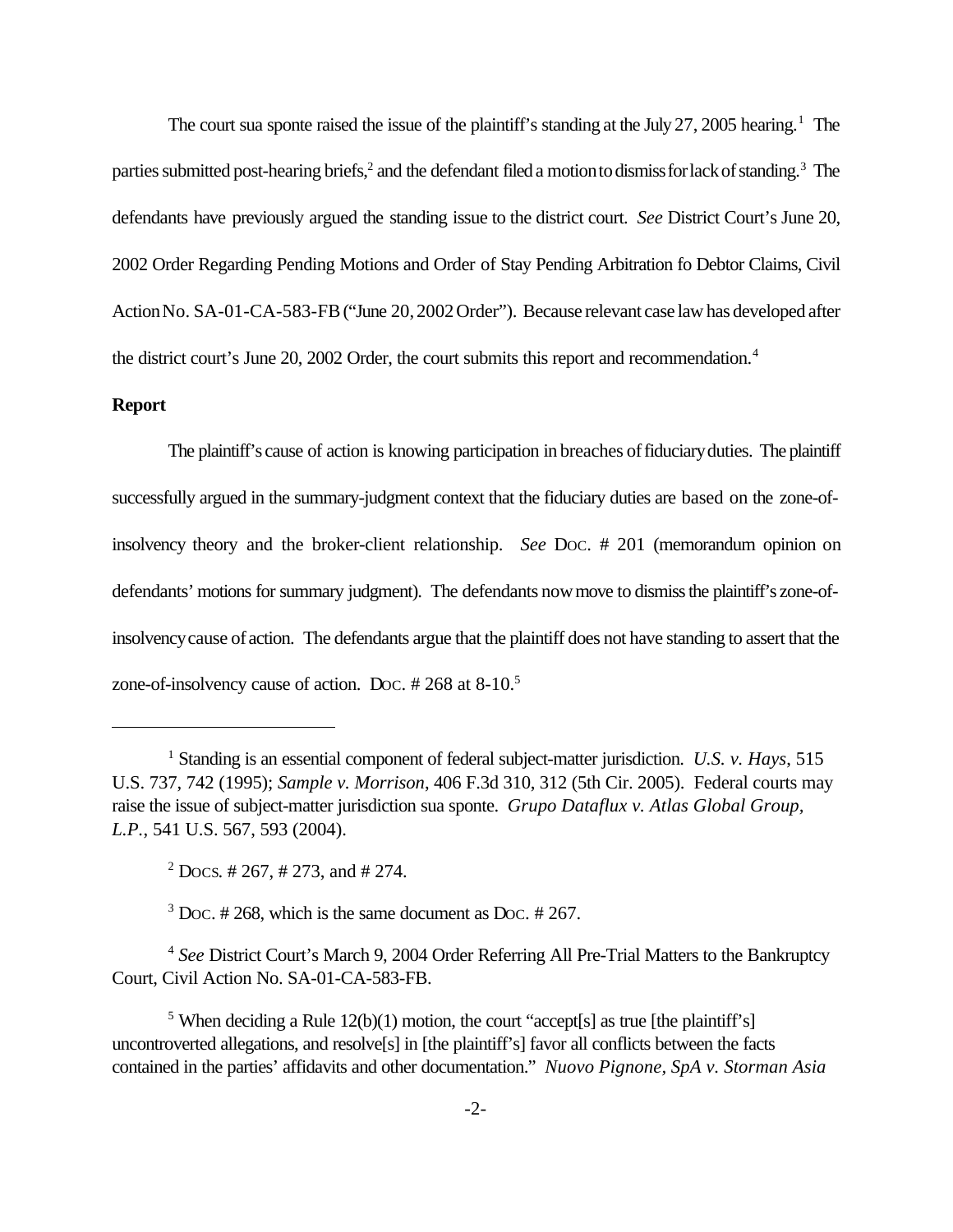The court sua sponte raised the issue of the plaintiff's standing at the July 27, 2005 hearing.[1] The parties submitted post-hearing briefs,[2] and the defendant filed a motion to dismiss for lack of standing.[3] The defendants have previously argued the standing issue to the district court. *See* District Court's June 20, 2002 Order Regarding Pending Motions and Order of Stay Pending Arbitration fo Debtor Claims, Civil Action No. SA-01-CA-583-FB ("June 20, 2002 Order"). Because relevant case law has developed after the district court's June 20, 2002 Order, the court submits this report and recommendation.[4]

**Report**

The plaintiff's cause of action is knowing participation in breaches of fiduciary duties. The plaintiff successfully argued in the summary-judgment context that the fiduciary duties are based on the zone-of-insolvency theory and the broker-client relationship. *See* DOC. # 201 (memorandum opinion on defendants' motions for summary judgment). The defendants now move to dismiss the plaintiff's zone-of-insolvency cause of action. The defendants argue that the plaintiff does not have standing to assert that the zone-of-insolvency cause of action. DOC. # 268 at 8-10.[5]

---

[1] Standing is an essential component of federal subject-matter jurisdiction. *U.S. v. Hays*, 515 U.S. 737, 742 (1995); *Sample v. Morrison*, 406 F.3d 310, 312 (5th Cir. 2005). Federal courts may raise the issue of subject-matter jurisdiction sua sponte. *Grupo Dataflux v. Atlas Global Group, L.P.*, 541 U.S. 567, 593 (2004).

[2] DOCS. # 267, # 273, and # 274.

[3] DOC. # 268, which is the same document as DOC. # 267.

[4] *See* District Court's March 9, 2004 Order Referring All Pre-Trial Matters to the Bankruptcy Court, Civil Action No. SA-01-CA-583-FB.

[5] When deciding a Rule 12(b)(1) motion, the court "accept[s] as true [the plaintiff's] uncontroverted allegations, and resolve[s] in [the plaintiff's] favor all conflicts between the facts contained in the parties' affidavits and other documentation." *Nuovo Pignone, SpA v. Storman Asia*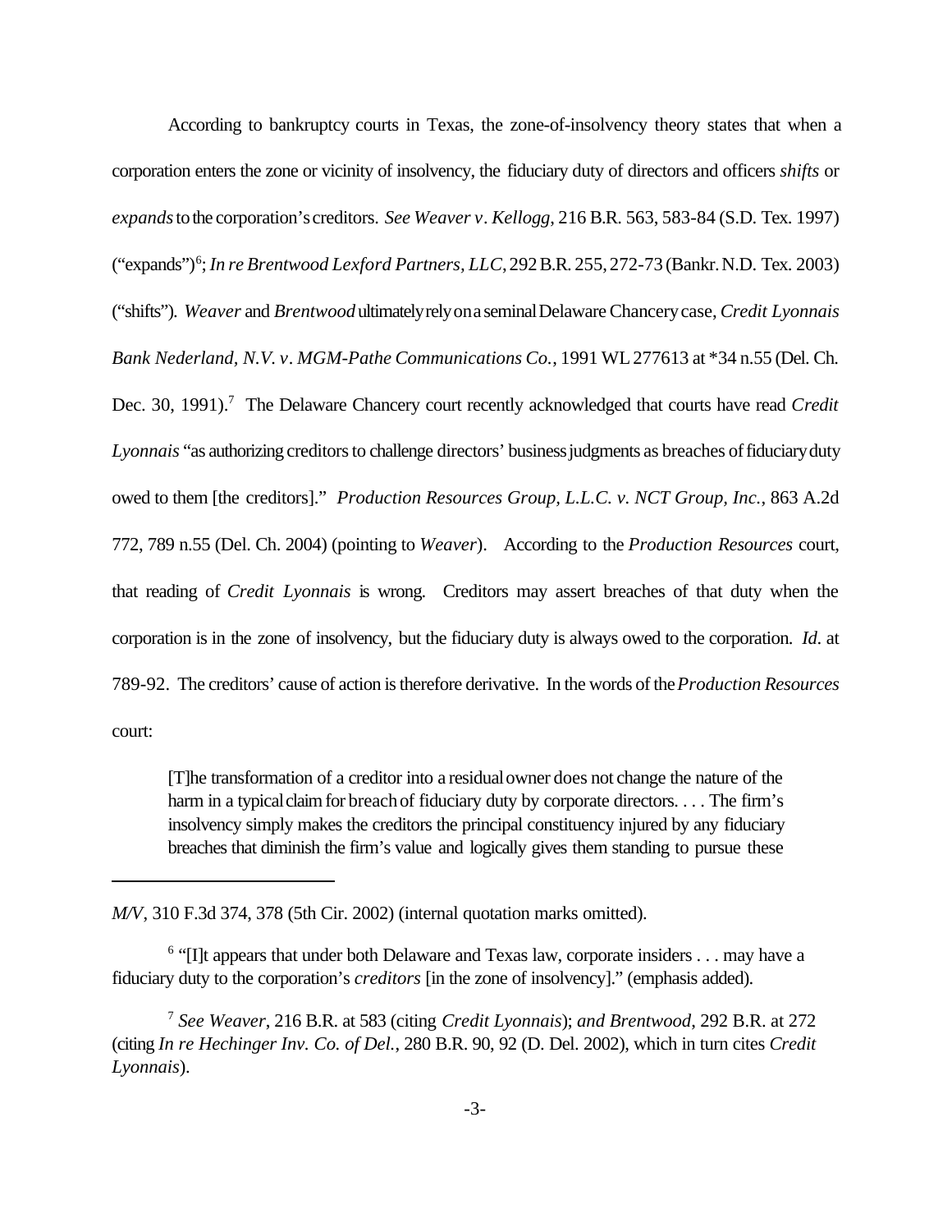According to bankruptcy courts in Texas, the zone-of-insolvency theory states that when a corporation enters the zone or vicinity of insolvency, the fiduciary duty of directors and officers *shifts* or *expands* to the corporation's creditors. *See Weaver v. Kellogg*, 216 B.R. 563, 583-84 (S.D. Tex. 1997) ("expands")[6]; *In re Brentwood Lexford Partners, LLC*, 292 B.R. 255, 272-73 (Bankr. N.D. Tex. 2003) ("shifts"). *Weaver* and *Brentwood* ultimately rely on a seminal Delaware Chancery case, *Credit Lyonnais Bank Nederland, N.V. v. MGM-Pathe Communications Co.*, 1991 WL 277613 at *34 n.55 (Del. Ch. Dec. 30, 1991).[7] The Delaware Chancery court recently acknowledged that courts have read *Credit Lyonnais* "as authorizing creditors to challenge directors' business judgments as breaches of fiduciary duty owed to them [the creditors]." *Production Resources Group, L.L.C. v. NCT Group, Inc.*, 863 A.2d 772, 789 n.55 (Del. Ch. 2004) (pointing to *Weaver*). According to the *Production Resources* court, that reading of *Credit Lyonnais* is wrong. Creditors may assert breaches of that duty when the corporation is in the zone of insolvency, but the fiduciary duty is always owed to the corporation. *Id.* at 789-92. The creditors' cause of action is therefore derivative. In the words of the *Production Resources* court:

> [T]he transformation of a creditor into a residual owner does not change the nature of the harm in a typical claim for breach of fiduciary duty by corporate directors. . . . The firm's insolvency simply makes the creditors the principal constituency injured by any fiduciary breaches that diminish the firm's value and logically gives them standing to pursue these

---

*M/V*, 310 F.3d 374, 378 (5th Cir. 2002) (internal quotation marks omitted).

[6] "[I]t appears that under both Delaware and Texas law, corporate insiders . . . may have a fiduciary duty to the corporation's *creditors* [in the zone of insolvency]." (emphasis added).

[7] *See Weaver*, 216 B.R. at 583 (citing *Credit Lyonnais*); *and Brentwood*, 292 B.R. at 272 (citing *In re Hechinger Inv. Co. of Del.*, 280 B.R. 90, 92 (D. Del. 2002), which in turn cites *Credit Lyonnais*).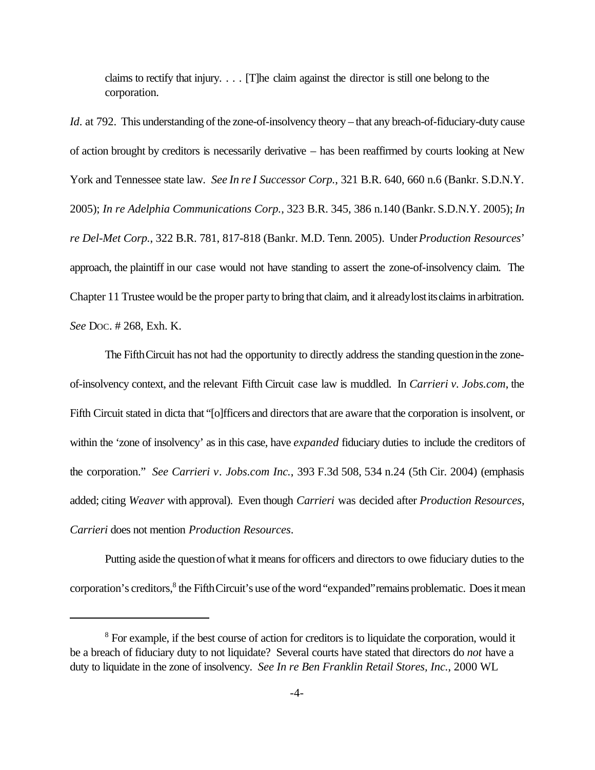> claims to rectify that injury. . . . [T]he claim against the director is still one belong to the corporation.

*Id*. at 792. This understanding of the zone-of-insolvency theory – that any breach-of-fiduciary-duty cause of action brought by creditors is necessarily derivative – has been reaffirmed by courts looking at New York and Tennessee state law. *See In re I Successor Corp.*, 321 B.R. 640, 660 n.6 (Bankr. S.D.N.Y. 2005); *In re Adelphia Communications Corp.*, 323 B.R. 345, 386 n.140 (Bankr. S.D.N.Y. 2005); *In re Del-Met Corp.*, 322 B.R. 781, 817-818 (Bankr. M.D. Tenn. 2005). Under *Production Resources*' approach, the plaintiff in our case would not have standing to assert the zone-of-insolvency claim. The Chapter 11 Trustee would be the proper party to bring that claim, and it already lost its claims in arbitration. *See* DOC. # 268, Exh. K.

The Fifth Circuit has not had the opportunity to directly address the standing question in the zone-of-insolvency context, and the relevant Fifth Circuit case law is muddled. In *Carrieri v. Jobs.com*, the Fifth Circuit stated in dicta that "[o]fficers and directors that are aware that the corporation is insolvent, or within the 'zone of insolvency' as in this case, have *expanded* fiduciary duties to include the creditors of the corporation." *See Carrieri v. Jobs.com Inc.*, 393 F.3d 508, 534 n.24 (5th Cir. 2004) (emphasis added; citing *Weaver* with approval). Even though *Carrieri* was decided after *Production Resources*, *Carrieri* does not mention *Production Resources*.

Putting aside the question of what it means for officers and directors to owe fiduciary duties to the corporation's creditors,[8] the Fifth Circuit's use of the word "expanded" remains problematic. Does it mean

---

[8] For example, if the best course of action for creditors is to liquidate the corporation, would it be a breach of fiduciary duty to not liquidate? Several courts have stated that directors do *not* have a duty to liquidate in the zone of insolvency. *See In re Ben Franklin Retail Stores, Inc.*, 2000 WL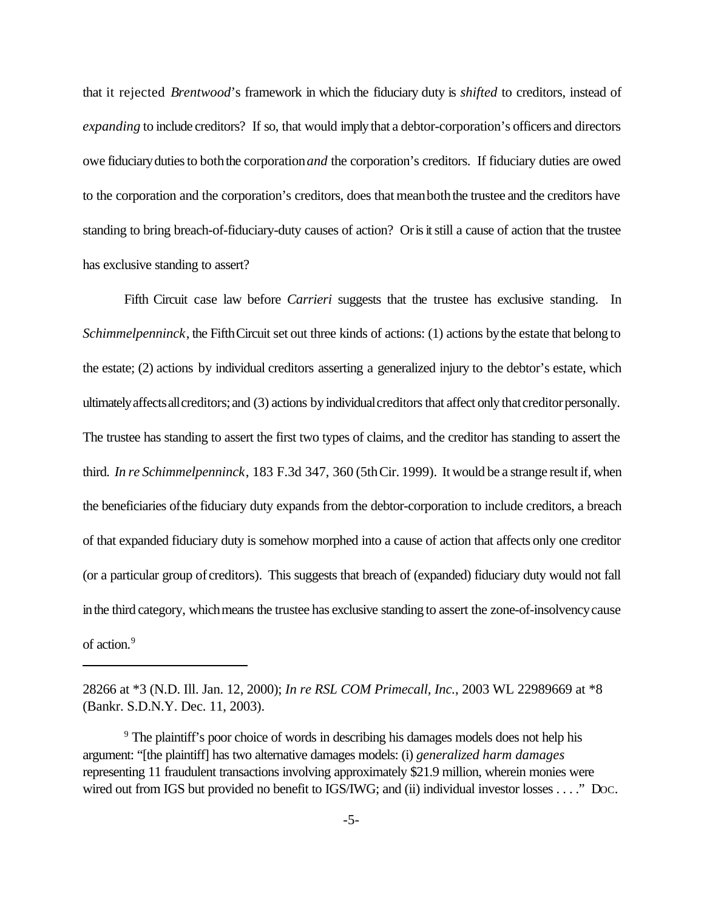that it rejected *Brentwood*'s framework in which the fiduciary duty is *shifted* to creditors, instead of *expanding* to include creditors? If so, that would imply that a debtor-corporation's officers and directors owe fiduciary duties to both the corporation *and* the corporation's creditors. If fiduciary duties are owed to the corporation and the corporation's creditors, does that mean both the trustee and the creditors have standing to bring breach-of-fiduciary-duty causes of action? Or is it still a cause of action that the trustee has exclusive standing to assert?

Fifth Circuit case law before *Carrieri* suggests that the trustee has exclusive standing. In *Schimmelpenninck*, the Fifth Circuit set out three kinds of actions: (1) actions by the estate that belong to the estate; (2) actions by individual creditors asserting a generalized injury to the debtor's estate, which ultimately affects all creditors; and (3) actions by individual creditors that affect only that creditor personally. The trustee has standing to assert the first two types of claims, and the creditor has standing to assert the third. *In re Schimmelpenninck*, 183 F.3d 347, 360 (5th Cir. 1999). It would be a strange result if, when the beneficiaries of the fiduciary duty expands from the debtor-corporation to include creditors, a breach of that expanded fiduciary duty is somehow morphed into a cause of action that affects only one creditor (or a particular group of creditors). This suggests that breach of (expanded) fiduciary duty would not fall in the third category, which means the trustee has exclusive standing to assert the zone-of-insolvency cause of action.[9]

---

28266 at *3 (N.D. Ill. Jan. 12, 2000); *In re RSL COM Primecall, Inc.*, 2003 WL 22989669 at *8 (Bankr. S.D.N.Y. Dec. 11, 2003).

[9] The plaintiff's poor choice of words in describing his damages models does not help his argument: "[the plaintiff] has two alternative damages models: (i) *generalized harm damages* representing 11 fraudulent transactions involving approximately $21.9 million, wherein monies were wired out from IGS but provided no benefit to IGS/IWG; and (ii) individual investor losses . . . ." Doc.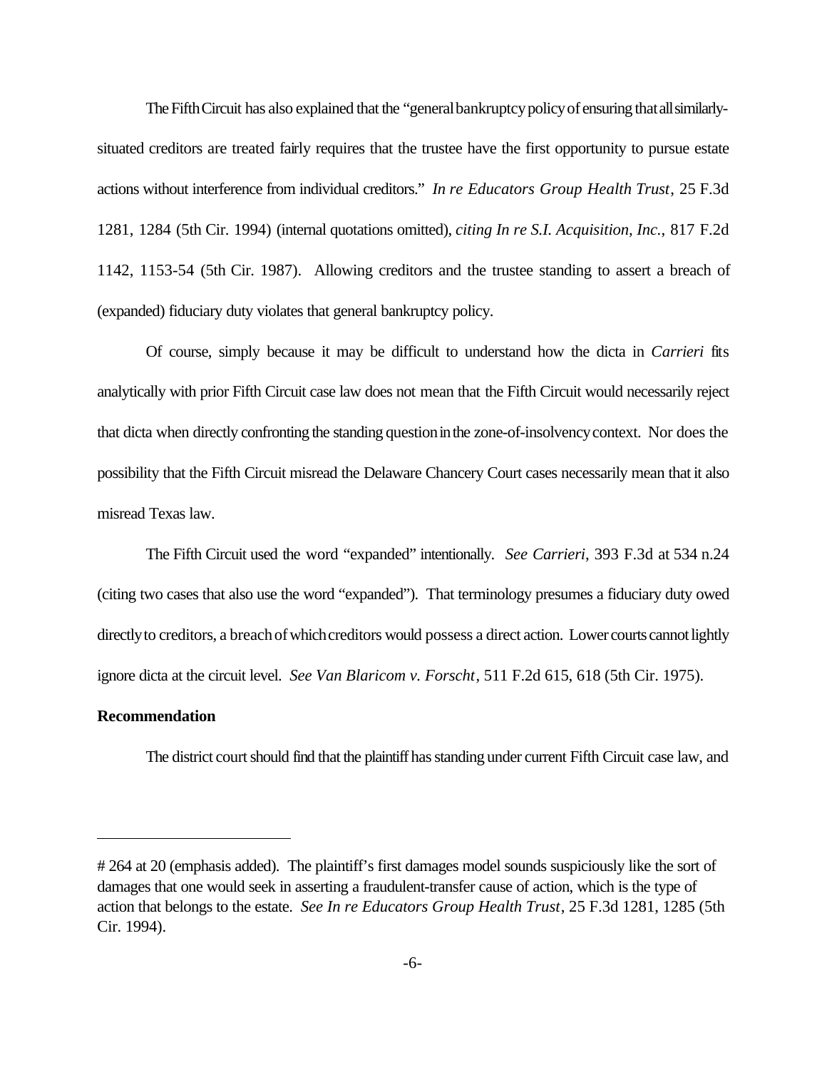The Fifth Circuit has also explained that the "general bankruptcy policy of ensuring that all similarly-situated creditors are treated fairly requires that the trustee have the first opportunity to pursue estate actions without interference from individual creditors." *In re Educators Group Health Trust*, 25 F.3d 1281, 1284 (5th Cir. 1994) (internal quotations omitted), *citing In re S.I. Acquisition, Inc.*, 817 F.2d 1142, 1153-54 (5th Cir. 1987). Allowing creditors and the trustee standing to assert a breach of (expanded) fiduciary duty violates that general bankruptcy policy.

Of course, simply because it may be difficult to understand how the dicta in *Carrieri* fits analytically with prior Fifth Circuit case law does not mean that the Fifth Circuit would necessarily reject that dicta when directly confronting the standing question in the zone-of-insolvency context. Nor does the possibility that the Fifth Circuit misread the Delaware Chancery Court cases necessarily mean that it also misread Texas law.

The Fifth Circuit used the word "expanded" intentionally. *See Carrieri*, 393 F.3d at 534 n.24 (citing two cases that also use the word "expanded"). That terminology presumes a fiduciary duty owed directly to creditors, a breach of which creditors would possess a direct action. Lower courts cannot lightly ignore dicta at the circuit level. *See Van Blaricom v. Forscht*, 511 F.2d 615, 618 (5th Cir. 1975).

**Recommendation**

The district court should find that the plaintiff has standing under current Fifth Circuit case law, and

---

# 264 at 20 (emphasis added). The plaintiff's first damages model sounds suspiciously like the sort of damages that one would seek in asserting a fraudulent-transfer cause of action, which is the type of action that belongs to the estate. *See In re Educators Group Health Trust*, 25 F.3d 1281, 1285 (5th Cir. 1994).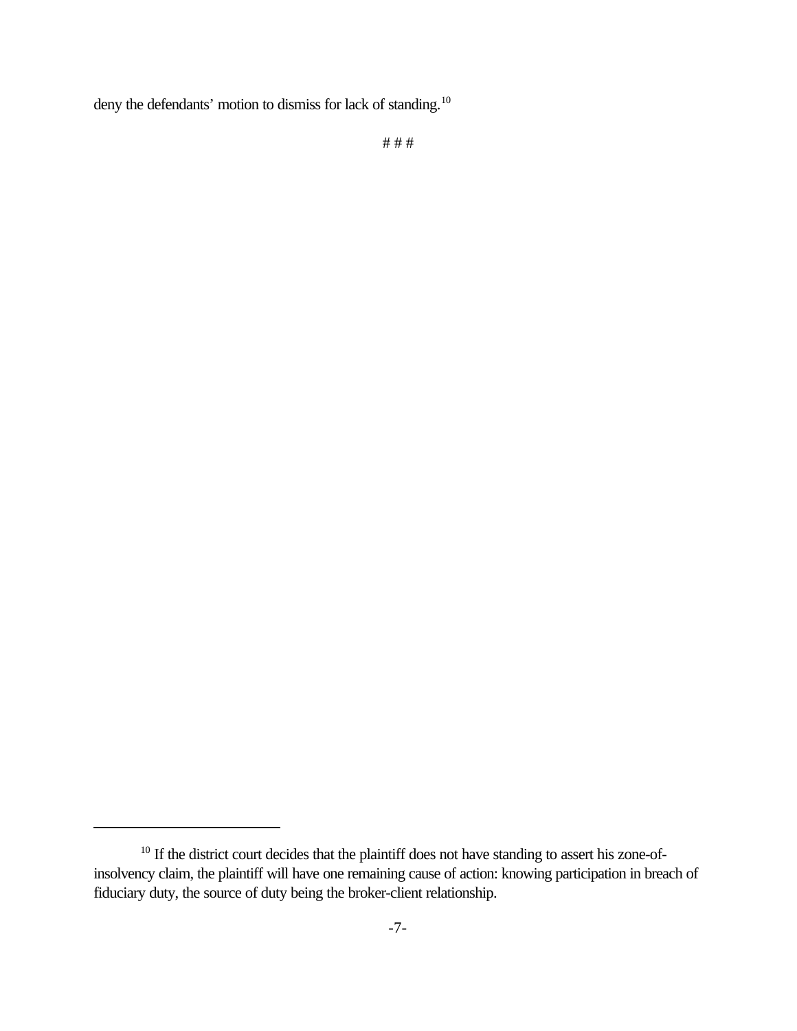deny the defendants' motion to dismiss for lack of standing.[10]

# # #

---

[10] If the district court decides that the plaintiff does not have standing to assert his zone-of-insolvency claim, the plaintiff will have one remaining cause of action: knowing participation in breach of fiduciary duty, the source of duty being the broker-client relationship.